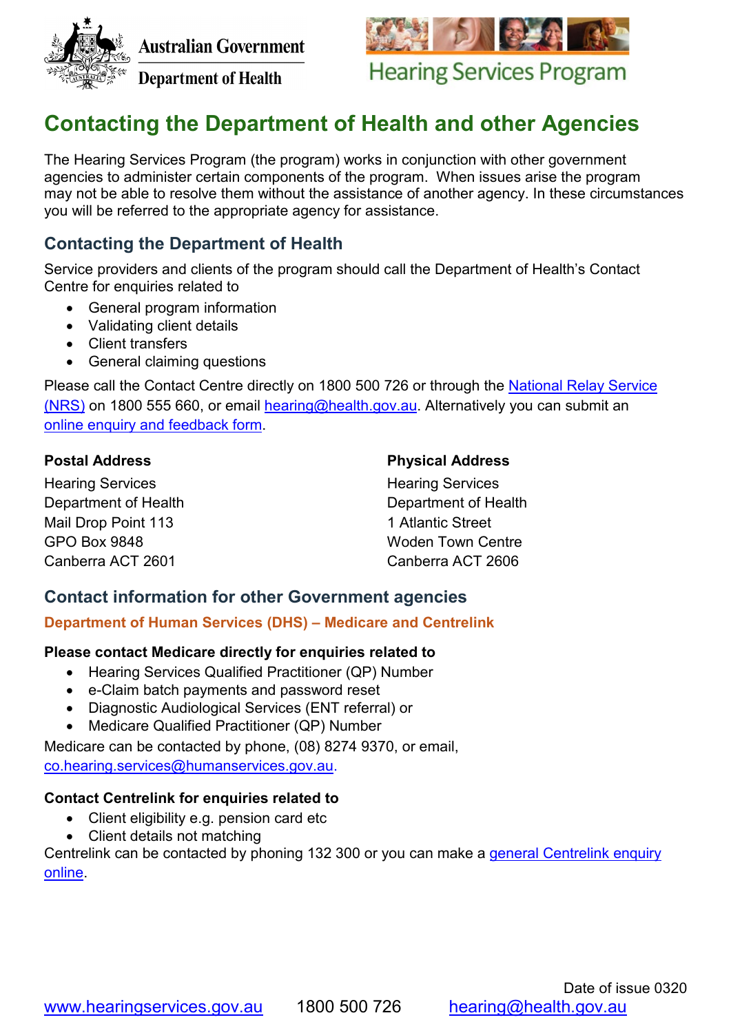Australian Government
Department of Health

Hearing Services Program

# Contacting the Department of Health and other Agencies

The Hearing Services Program (the program) works in conjunction with other government agencies to administer certain components of the program. When issues arise the program may not be able to resolve them without the assistance of another agency. In these circumstances you will be referred to the appropriate agency for assistance.

## Contacting the Department of Health

Service providers and clients of the program should call the Department of Health's Contact Centre for enquiries related to

- General program information
- Validating client details
- Client transfers
- General claiming questions

Please call the Contact Centre directly on 1800 500 726 or through the National Relay Service (NRS) on 1800 555 660, or email hearing@health.gov.au. Alternatively you can submit an online enquiry and feedback form.

**Postal Address**

Hearing Services
Department of Health
Mail Drop Point 113
GPO Box 9848
Canberra ACT 2601

**Physical Address**

Hearing Services
Department of Health
1 Atlantic Street
Woden Town Centre
Canberra ACT 2606

## Contact information for other Government agencies

### Department of Human Services (DHS) – Medicare and Centrelink

**Please contact Medicare directly for enquiries related to**

- Hearing Services Qualified Practitioner (QP) Number
- e-Claim batch payments and password reset
- Diagnostic Audiological Services (ENT referral) or
- Medicare Qualified Practitioner (QP) Number

Medicare can be contacted by phone, (08) 8274 9370, or email, co.hearing.services@humanservices.gov.au.

**Contact Centrelink for enquiries related to**

- Client eligibility e.g. pension card etc
- Client details not matching

Centrelink can be contacted by phoning 132 300 or you can make a general Centrelink enquiry online.

Date of issue 0320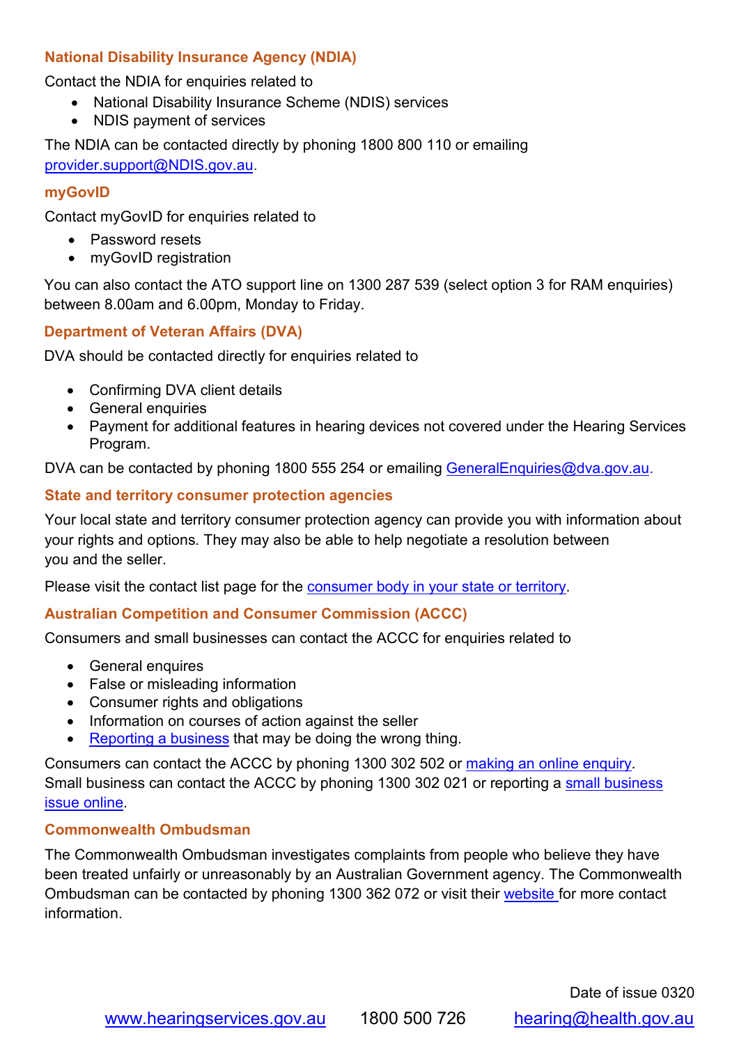## National Disability Insurance Agency (NDIA)

Contact the NDIA for enquiries related to

- National Disability Insurance Scheme (NDIS) services
- NDIS payment of services

The NDIA can be contacted directly by phoning 1800 800 110 or emailing [provider.support@NDIS.gov.au](mailto:provider.support@NDIS.gov.au).

## myGovID

Contact myGovID for enquiries related to

- Password resets
- myGovID registration

You can also contact the ATO support line on 1300 287 539 (select option 3 for RAM enquiries) between 8.00am and 6.00pm, Monday to Friday.

## Department of Veteran Affairs (DVA)

DVA should be contacted directly for enquiries related to

- Confirming DVA client details
- General enquiries
- Payment for additional features in hearing devices not covered under the Hearing Services Program.

DVA can be contacted by phoning 1800 555 254 or emailing [GeneralEnquiries@dva.gov.au](mailto:GeneralEnquiries@dva.gov.au).

## State and territory consumer protection agencies

Your local state and territory consumer protection agency can provide you with information about your rights and options. They may also be able to help negotiate a resolution between you and the seller.

Please visit the contact list page for the consumer body in your state or territory.

## Australian Competition and Consumer Commission (ACCC)

Consumers and small businesses can contact the ACCC for enquiries related to

- General enquires
- False or misleading information
- Consumer rights and obligations
- Information on courses of action against the seller
- Reporting a business that may be doing the wrong thing.

Consumers can contact the ACCC by phoning 1300 302 502 or making an online enquiry. Small business can contact the ACCC by phoning 1300 302 021 or reporting a small business issue online.

## Commonwealth Ombudsman

The Commonwealth Ombudsman investigates complaints from people who believe they have been treated unfairly or unreasonably by an Australian Government agency. The Commonwealth Ombudsman can be contacted by phoning 1300 362 072 or visit their website for more contact information.

Date of issue 0320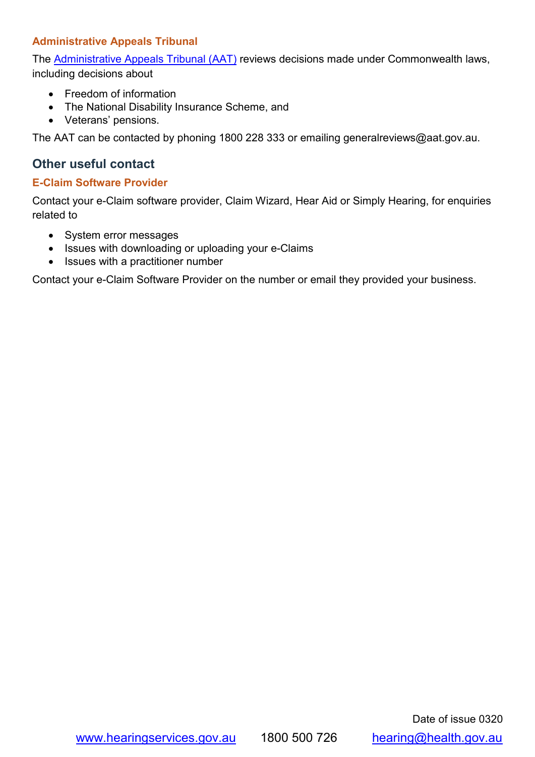### Administrative Appeals Tribunal

The Administrative Appeals Tribunal (AAT) reviews decisions made under Commonwealth laws, including decisions about

- Freedom of information
- The National Disability Insurance Scheme, and
- Veterans' pensions.

The AAT can be contacted by phoning 1800 228 333 or emailing generalreviews@aat.gov.au.

## Other useful contact

### E-Claim Software Provider

Contact your e-Claim software provider, Claim Wizard, Hear Aid or Simply Hearing, for enquiries related to

- System error messages
- Issues with downloading or uploading your e-Claims
- Issues with a practitioner number

Contact your e-Claim Software Provider on the number or email they provided your business.

Date of issue 0320